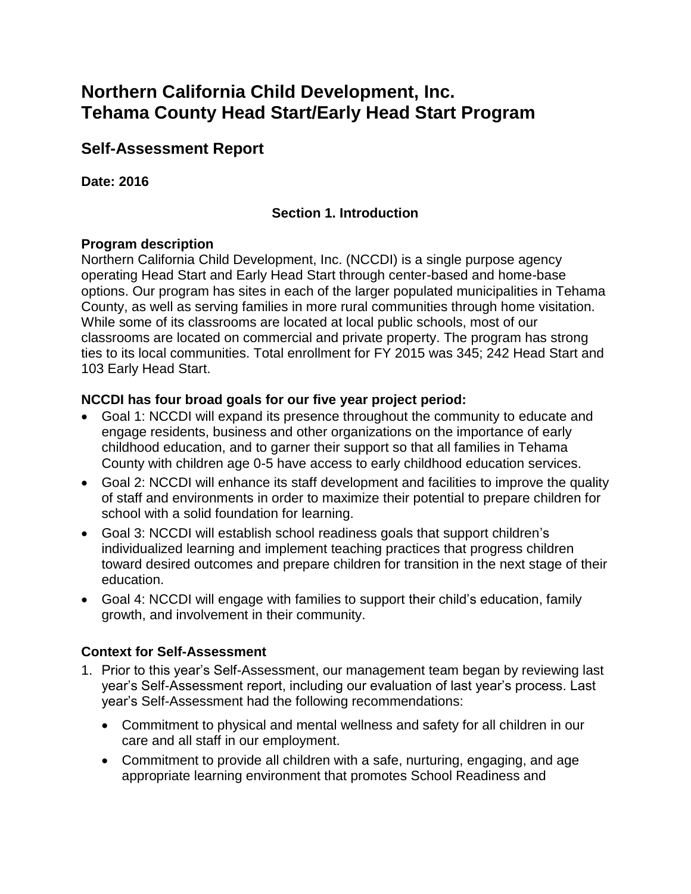# Northern California Child Development, Inc.
# Tehama County Head Start/Early Head Start Program

## Self-Assessment Report

**Date: 2016**

### Section 1. Introduction

**Program description**

Northern California Child Development, Inc. (NCCDI) is a single purpose agency operating Head Start and Early Head Start through center-based and home-base options. Our program has sites in each of the larger populated municipalities in Tehama County, as well as serving families in more rural communities through home visitation. While some of its classrooms are located at local public schools, most of our classrooms are located on commercial and private property. The program has strong ties to its local communities. Total enrollment for FY 2015 was 345; 242 Head Start and 103 Early Head Start.

**NCCDI has four broad goals for our five year project period:**

- Goal 1: NCCDI will expand its presence throughout the community to educate and engage residents, business and other organizations on the importance of early childhood education, and to garner their support so that all families in Tehama County with children age 0-5 have access to early childhood education services.
- Goal 2: NCCDI will enhance its staff development and facilities to improve the quality of staff and environments in order to maximize their potential to prepare children for school with a solid foundation for learning.
- Goal 3: NCCDI will establish school readiness goals that support children's individualized learning and implement teaching practices that progress children toward desired outcomes and prepare children for transition in the next stage of their education.
- Goal 4: NCCDI will engage with families to support their child's education, family growth, and involvement in their community.

**Context for Self-Assessment**

1. Prior to this year's Self-Assessment, our management team began by reviewing last year's Self-Assessment report, including our evaluation of last year's process. Last year's Self-Assessment had the following recommendations:
   - Commitment to physical and mental wellness and safety for all children in our care and all staff in our employment.
   - Commitment to provide all children with a safe, nurturing, engaging, and age appropriate learning environment that promotes School Readiness and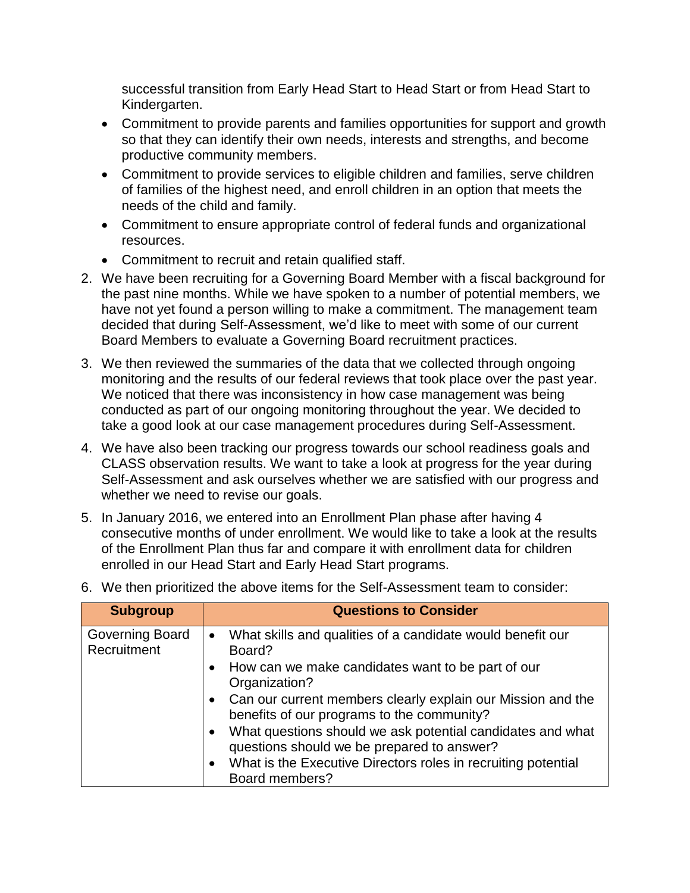successful transition from Early Head Start to Head Start or from Head Start to Kindergarten.

- Commitment to provide parents and families opportunities for support and growth so that they can identify their own needs, interests and strengths, and become productive community members.
- Commitment to provide services to eligible children and families, serve children of families of the highest need, and enroll children in an option that meets the needs of the child and family.
- Commitment to ensure appropriate control of federal funds and organizational resources.
- Commitment to recruit and retain qualified staff.

2. We have been recruiting for a Governing Board Member with a fiscal background for the past nine months. While we have spoken to a number of potential members, we have not yet found a person willing to make a commitment. The management team decided that during Self-Assessment, we'd like to meet with some of our current Board Members to evaluate a Governing Board recruitment practices.
3. We then reviewed the summaries of the data that we collected through ongoing monitoring and the results of our federal reviews that took place over the past year. We noticed that there was inconsistency in how case management was being conducted as part of our ongoing monitoring throughout the year. We decided to take a good look at our case management procedures during Self-Assessment.
4. We have also been tracking our progress towards our school readiness goals and CLASS observation results. We want to take a look at progress for the year during Self-Assessment and ask ourselves whether we are satisfied with our progress and whether we need to revise our goals.
5. In January 2016, we entered into an Enrollment Plan phase after having 4 consecutive months of under enrollment. We would like to take a look at the results of the Enrollment Plan thus far and compare it with enrollment data for children enrolled in our Head Start and Early Head Start programs.
6. We then prioritized the above items for the Self-Assessment team to consider:

| Subgroup | Questions to Consider |
|---|---|
| Governing Board Recruitment | • What skills and qualities of a candidate would benefit our Board?<br>• How can we make candidates want to be part of our Organization?<br>• Can our current members clearly explain our Mission and the benefits of our programs to the community?<br>• What questions should we ask potential candidates and what questions should we be prepared to answer?<br>• What is the Executive Directors roles in recruiting potential Board members? |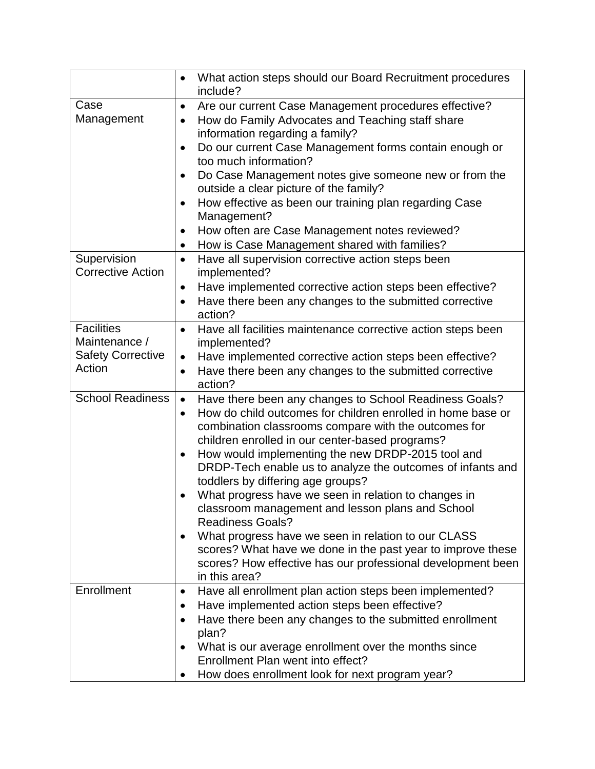| | |
|---|---|
| | • What action steps should our Board Recruitment procedures include? |
| Case Management | • Are our current Case Management procedures effective?<br>• How do Family Advocates and Teaching staff share information regarding a family?<br>• Do our current Case Management forms contain enough or too much information?<br>• Do Case Management notes give someone new or from the outside a clear picture of the family?<br>• How effective as been our training plan regarding Case Management?<br>• How often are Case Management notes reviewed?<br>• How is Case Management shared with families? |
| Supervision Corrective Action | • Have all supervision corrective action steps been implemented?<br>• Have implemented corrective action steps been effective?<br>• Have there been any changes to the submitted corrective action? |
| Facilities Maintenance / Safety Corrective Action | • Have all facilities maintenance corrective action steps been implemented?<br>• Have implemented corrective action steps been effective?<br>• Have there been any changes to the submitted corrective action? |
| School Readiness | • Have there been any changes to School Readiness Goals?<br>• How do child outcomes for children enrolled in home base or combination classrooms compare with the outcomes for children enrolled in our center-based programs?<br>• How would implementing the new DRDP-2015 tool and DRDP-Tech enable us to analyze the outcomes of infants and toddlers by differing age groups?<br>• What progress have we seen in relation to changes in classroom management and lesson plans and School Readiness Goals?<br>• What progress have we seen in relation to our CLASS scores? What have we done in the past year to improve these scores? How effective has our professional development been in this area? |
| Enrollment | • Have all enrollment plan action steps been implemented?<br>• Have implemented action steps been effective?<br>• Have there been any changes to the submitted enrollment plan?<br>• What is our average enrollment over the months since Enrollment Plan went into effect?<br>• How does enrollment look for next program year? |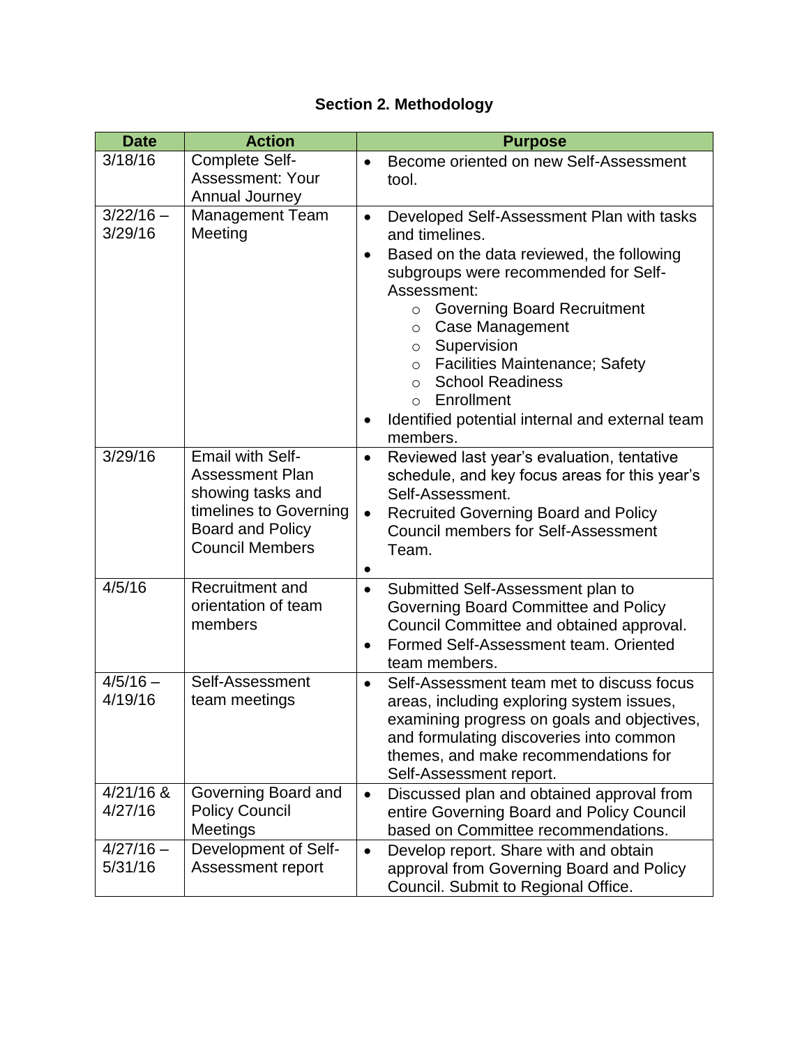**Section 2. Methodology**

| Date | Action | Purpose |
|---|---|---|
| 3/18/16 | Complete Self-Assessment: Your Annual Journey | • Become oriented on new Self-Assessment tool. |
| 3/22/16 – 3/29/16 | Management Team Meeting | • Developed Self-Assessment Plan with tasks and timelines.<br>• Based on the data reviewed, the following subgroups were recommended for Self-Assessment:<br>  ○ Governing Board Recruitment<br>  ○ Case Management<br>  ○ Supervision<br>  ○ Facilities Maintenance; Safety<br>  ○ School Readiness<br>  ○ Enrollment<br>• Identified potential internal and external team members. |
| 3/29/16 | Email with Self-Assessment Plan showing tasks and timelines to Governing Board and Policy Council Members | • Reviewed last year's evaluation, tentative schedule, and key focus areas for this year's Self-Assessment.<br>• Recruited Governing Board and Policy Council members for Self-Assessment Team.<br>• |
| 4/5/16 | Recruitment and orientation of team members | • Submitted Self-Assessment plan to Governing Board Committee and Policy Council Committee and obtained approval.<br>• Formed Self-Assessment team. Oriented team members. |
| 4/5/16 – 4/19/16 | Self-Assessment team meetings | • Self-Assessment team met to discuss focus areas, including exploring system issues, examining progress on goals and objectives, and formulating discoveries into common themes, and make recommendations for Self-Assessment report. |
| 4/21/16 & 4/27/16 | Governing Board and Policy Council Meetings | • Discussed plan and obtained approval from entire Governing Board and Policy Council based on Committee recommendations. |
| 4/27/16 – 5/31/16 | Development of Self-Assessment report | • Develop report. Share with and obtain approval from Governing Board and Policy Council. Submit to Regional Office. |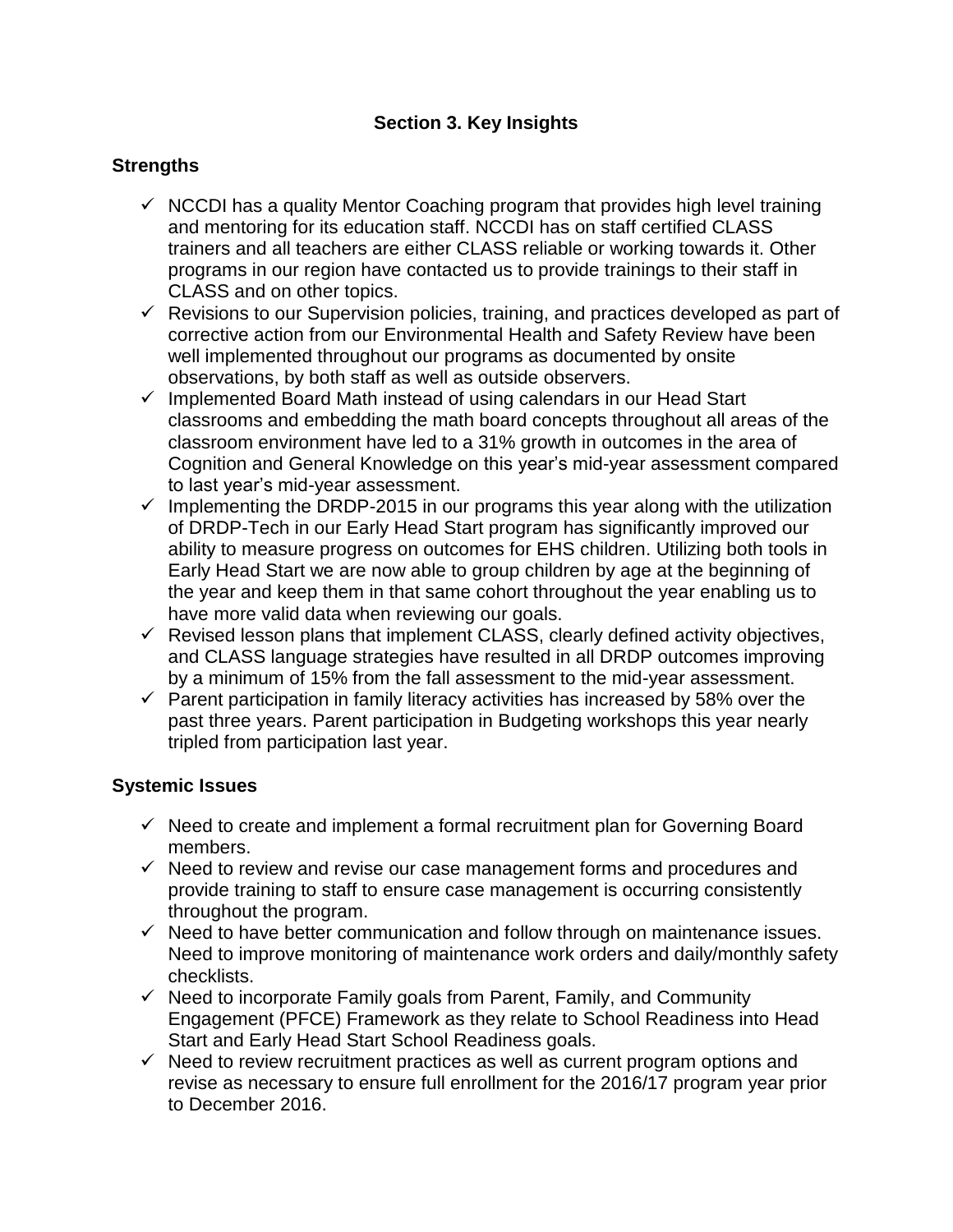## Section 3. Key Insights

### Strengths

- ✓ NCCDI has a quality Mentor Coaching program that provides high level training and mentoring for its education staff. NCCDI has on staff certified CLASS trainers and all teachers are either CLASS reliable or working towards it. Other programs in our region have contacted us to provide trainings to their staff in CLASS and on other topics.
- ✓ Revisions to our Supervision policies, training, and practices developed as part of corrective action from our Environmental Health and Safety Review have been well implemented throughout our programs as documented by onsite observations, by both staff as well as outside observers.
- ✓ Implemented Board Math instead of using calendars in our Head Start classrooms and embedding the math board concepts throughout all areas of the classroom environment have led to a 31% growth in outcomes in the area of Cognition and General Knowledge on this year's mid-year assessment compared to last year's mid-year assessment.
- ✓ Implementing the DRDP-2015 in our programs this year along with the utilization of DRDP-Tech in our Early Head Start program has significantly improved our ability to measure progress on outcomes for EHS children. Utilizing both tools in Early Head Start we are now able to group children by age at the beginning of the year and keep them in that same cohort throughout the year enabling us to have more valid data when reviewing our goals.
- ✓ Revised lesson plans that implement CLASS, clearly defined activity objectives, and CLASS language strategies have resulted in all DRDP outcomes improving by a minimum of 15% from the fall assessment to the mid-year assessment.
- ✓ Parent participation in family literacy activities has increased by 58% over the past three years. Parent participation in Budgeting workshops this year nearly tripled from participation last year.

### Systemic Issues

- ✓ Need to create and implement a formal recruitment plan for Governing Board members.
- ✓ Need to review and revise our case management forms and procedures and provide training to staff to ensure case management is occurring consistently throughout the program.
- ✓ Need to have better communication and follow through on maintenance issues. Need to improve monitoring of maintenance work orders and daily/monthly safety checklists.
- ✓ Need to incorporate Family goals from Parent, Family, and Community Engagement (PFCE) Framework as they relate to School Readiness into Head Start and Early Head Start School Readiness goals.
- ✓ Need to review recruitment practices as well as current program options and revise as necessary to ensure full enrollment for the 2016/17 program year prior to December 2016.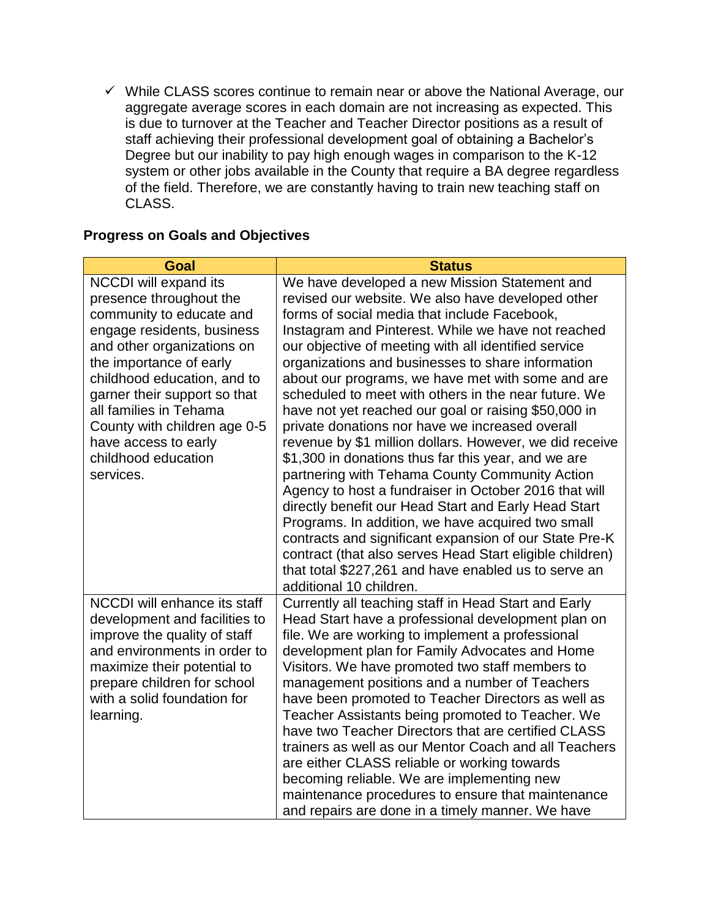- ✓ While CLASS scores continue to remain near or above the National Average, our aggregate average scores in each domain are not increasing as expected. This is due to turnover at the Teacher and Teacher Director positions as a result of staff achieving their professional development goal of obtaining a Bachelor's Degree but our inability to pay high enough wages in comparison to the K-12 system or other jobs available in the County that require a BA degree regardless of the field. Therefore, we are constantly having to train new teaching staff on CLASS.

**Progress on Goals and Objectives**

| Goal | Status |
|---|---|
| NCCDI will expand its presence throughout the community to educate and engage residents, business and other organizations on the importance of early childhood education, and to garner their support so that all families in Tehama County with children age 0-5 have access to early childhood education services. | We have developed a new Mission Statement and revised our website. We also have developed other forms of social media that include Facebook, Instagram and Pinterest. While we have not reached our objective of meeting with all identified service organizations and businesses to share information about our programs, we have met with some and are scheduled to meet with others in the near future. We have not yet reached our goal or raising $50,000 in private donations nor have we increased overall revenue by $1 million dollars. However, we did receive $1,300 in donations thus far this year, and we are partnering with Tehama County Community Action Agency to host a fundraiser in October 2016 that will directly benefit our Head Start and Early Head Start Programs. In addition, we have acquired two small contracts and significant expansion of our State Pre-K contract (that also serves Head Start eligible children) that total $227,261 and have enabled us to serve an additional 10 children. |
| NCCDI will enhance its staff development and facilities to improve the quality of staff and environments in order to maximize their potential to prepare children for school with a solid foundation for learning. | Currently all teaching staff in Head Start and Early Head Start have a professional development plan on file. We are working to implement a professional development plan for Family Advocates and Home Visitors. We have promoted two staff members to management positions and a number of Teachers have been promoted to Teacher Directors as well as Teacher Assistants being promoted to Teacher. We have two Teacher Directors that are certified CLASS trainers as well as our Mentor Coach and all Teachers are either CLASS reliable or working towards becoming reliable. We are implementing new maintenance procedures to ensure that maintenance and repairs are done in a timely manner. We have |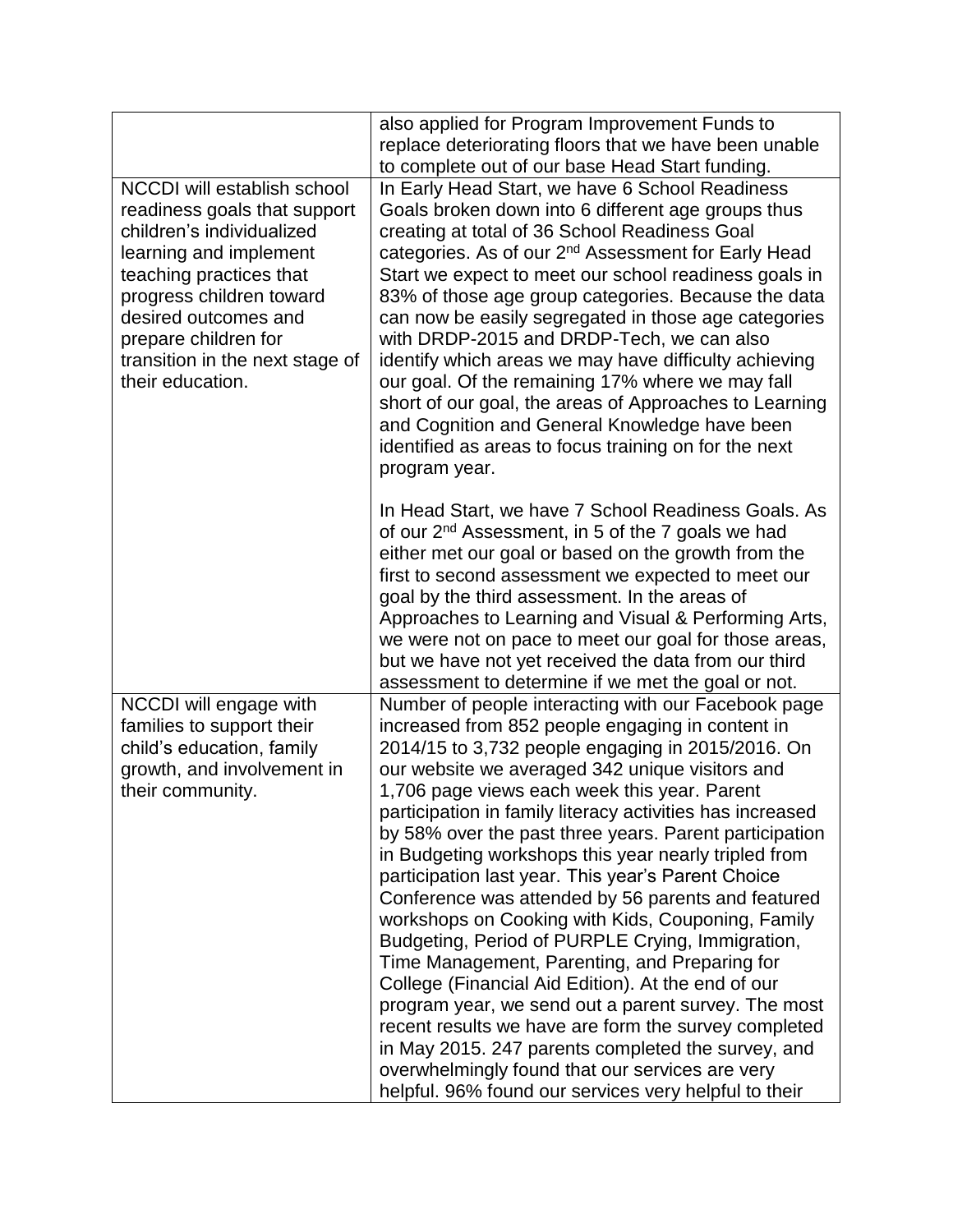| | |
|---|---|
| | also applied for Program Improvement Funds to replace deteriorating floors that we have been unable to complete out of our base Head Start funding. |
| NCCDI will establish school readiness goals that support children's individualized learning and implement teaching practices that progress children toward desired outcomes and prepare children for transition in the next stage of their education. | In Early Head Start, we have 6 School Readiness Goals broken down into 6 different age groups thus creating at total of 36 School Readiness Goal categories. As of our 2nd Assessment for Early Head Start we expect to meet our school readiness goals in 83% of those age group categories. Because the data can now be easily segregated in those age categories with DRDP-2015 and DRDP-Tech, we can also identify which areas we may have difficulty achieving our goal. Of the remaining 17% where we may fall short of our goal, the areas of Approaches to Learning and Cognition and General Knowledge have been identified as areas to focus training on for the next program year.<br><br>In Head Start, we have 7 School Readiness Goals. As of our 2nd Assessment, in 5 of the 7 goals we had either met our goal or based on the growth from the first to second assessment we expected to meet our goal by the third assessment. In the areas of Approaches to Learning and Visual & Performing Arts, we were not on pace to meet our goal for those areas, but we have not yet received the data from our third assessment to determine if we met the goal or not. |
| NCCDI will engage with families to support their child's education, family growth, and involvement in their community. | Number of people interacting with our Facebook page increased from 852 people engaging in content in 2014/15 to 3,732 people engaging in 2015/2016. On our website we averaged 342 unique visitors and 1,706 page views each week this year. Parent participation in family literacy activities has increased by 58% over the past three years. Parent participation in Budgeting workshops this year nearly tripled from participation last year. This year's Parent Choice Conference was attended by 56 parents and featured workshops on Cooking with Kids, Couponing, Family Budgeting, Period of PURPLE Crying, Immigration, Time Management, Parenting, and Preparing for College (Financial Aid Edition). At the end of our program year, we send out a parent survey. The most recent results we have are form the survey completed in May 2015. 247 parents completed the survey, and overwhelmingly found that our services are very helpful. 96% found our services very helpful to their |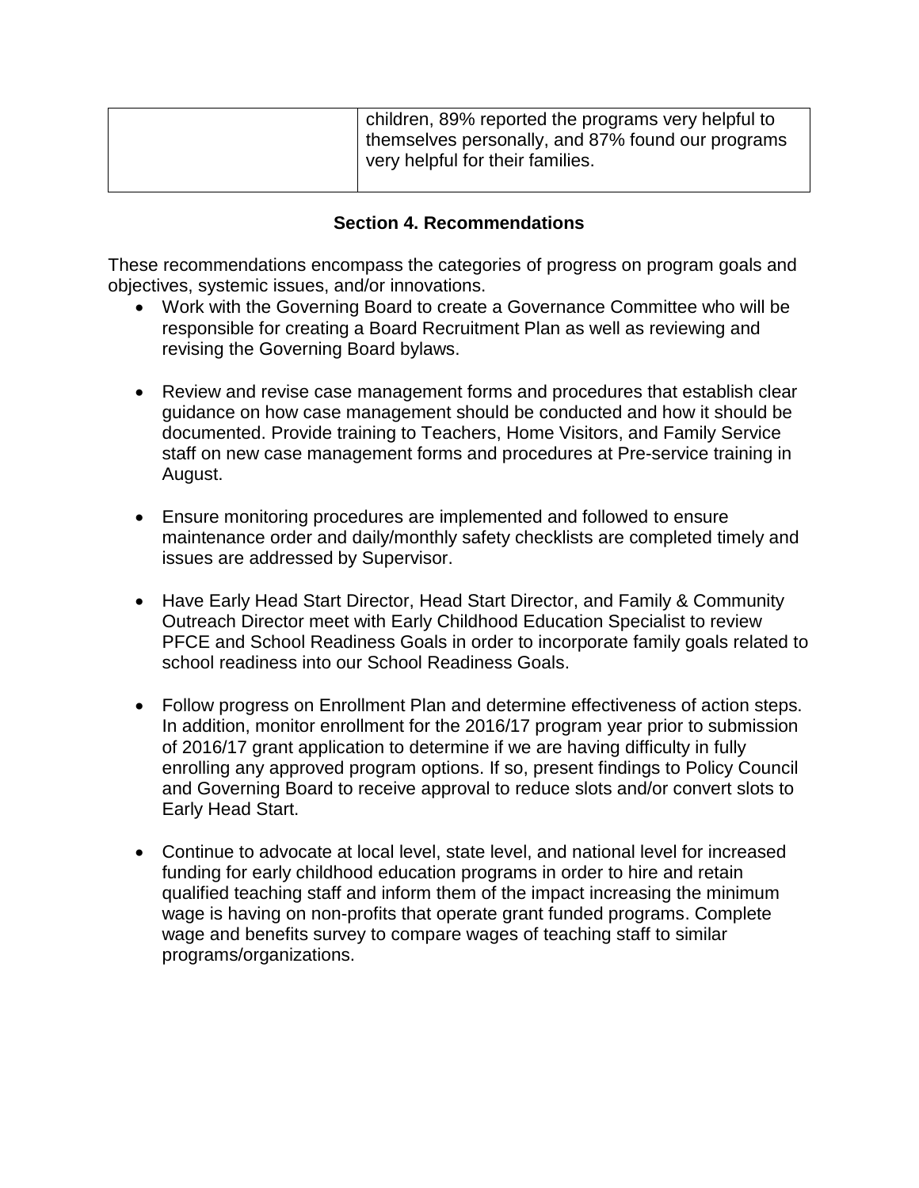| | |
|---|---|
| | children, 89% reported the programs very helpful to themselves personally, and 87% found our programs very helpful for their families. |

## Section 4. Recommendations

These recommendations encompass the categories of progress on program goals and objectives, systemic issues, and/or innovations.

- Work with the Governing Board to create a Governance Committee who will be responsible for creating a Board Recruitment Plan as well as reviewing and revising the Governing Board bylaws.

- Review and revise case management forms and procedures that establish clear guidance on how case management should be conducted and how it should be documented. Provide training to Teachers, Home Visitors, and Family Service staff on new case management forms and procedures at Pre-service training in August.

- Ensure monitoring procedures are implemented and followed to ensure maintenance order and daily/monthly safety checklists are completed timely and issues are addressed by Supervisor.

- Have Early Head Start Director, Head Start Director, and Family & Community Outreach Director meet with Early Childhood Education Specialist to review PFCE and School Readiness Goals in order to incorporate family goals related to school readiness into our School Readiness Goals.

- Follow progress on Enrollment Plan and determine effectiveness of action steps. In addition, monitor enrollment for the 2016/17 program year prior to submission of 2016/17 grant application to determine if we are having difficulty in fully enrolling any approved program options. If so, present findings to Policy Council and Governing Board to receive approval to reduce slots and/or convert slots to Early Head Start.

- Continue to advocate at local level, state level, and national level for increased funding for early childhood education programs in order to hire and retain qualified teaching staff and inform them of the impact increasing the minimum wage is having on non-profits that operate grant funded programs. Complete wage and benefits survey to compare wages of teaching staff to similar programs/organizations.